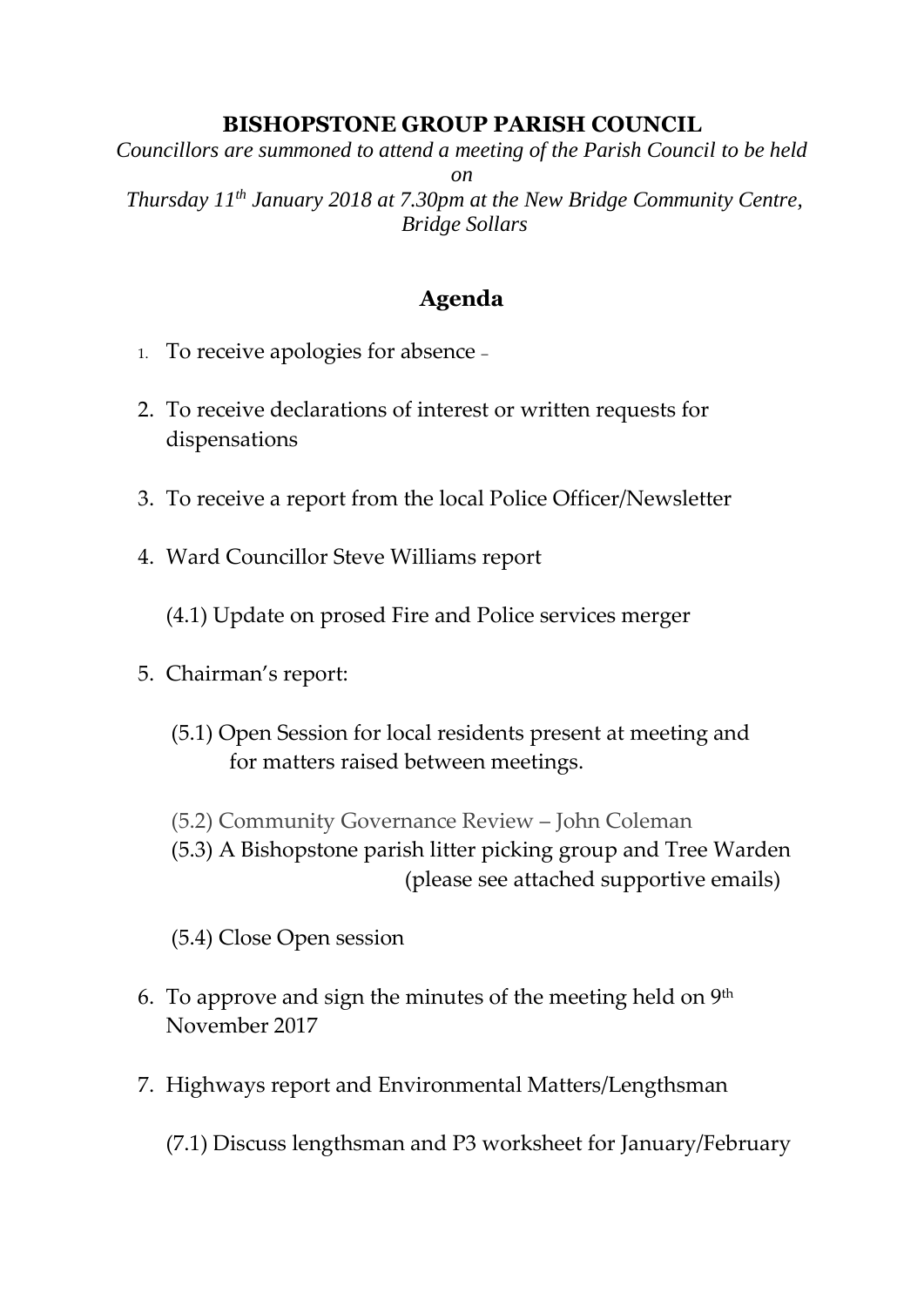# BISHOPSTONE GROUP PARISH COUNCIL

*Councillors are summoned to attend a meeting of the Parish Council to be held on*
*Thursday 11th January 2018 at 7.30pm at the New Bridge Community Centre, Bridge Sollars*

## Agenda

1. To receive apologies for absence –

2. To receive declarations of interest or written requests for dispensations

3. To receive a report from the local Police Officer/Newsletter

4. Ward Councillor Steve Williams report

   (4.1) Update on prosed Fire and Police services merger

5. Chairman's report:

   (5.1) Open Session for local residents present at meeting and for matters raised between meetings.

   (5.2) Community Governance Review – John Coleman

   (5.3) A Bishopstone parish litter picking group and Tree Warden (please see attached supportive emails)

   (5.4) Close Open session

6. To approve and sign the minutes of the meeting held on 9th November 2017

7. Highways report and Environmental Matters/Lengthsman

   (7.1) Discuss lengthsman and P3 worksheet for January/February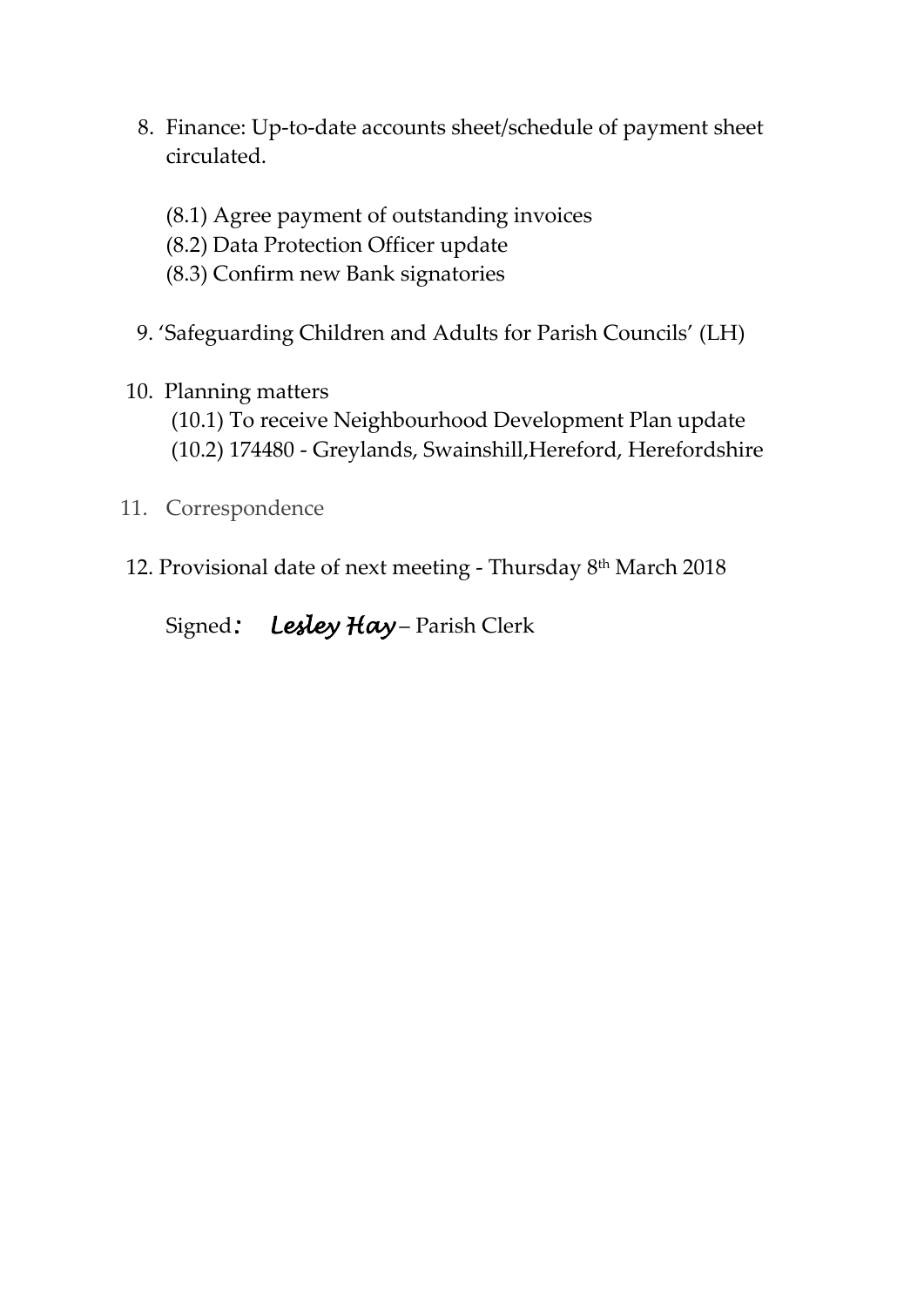8. Finance: Up-to-date accounts sheet/schedule of payment sheet circulated.

   (8.1) Agree payment of outstanding invoices
   (8.2) Data Protection Officer update
   (8.3) Confirm new Bank signatories

9. 'Safeguarding Children and Adults for Parish Councils' (LH)

10. Planning matters
    (10.1) To receive Neighbourhood Development Plan update
    (10.2) 174480 - Greylands, Swainshill,Hereford, Herefordshire

11. Correspondence

12. Provisional date of next meeting - Thursday 8th March 2018

Signed: *Lesley Hay* – Parish Clerk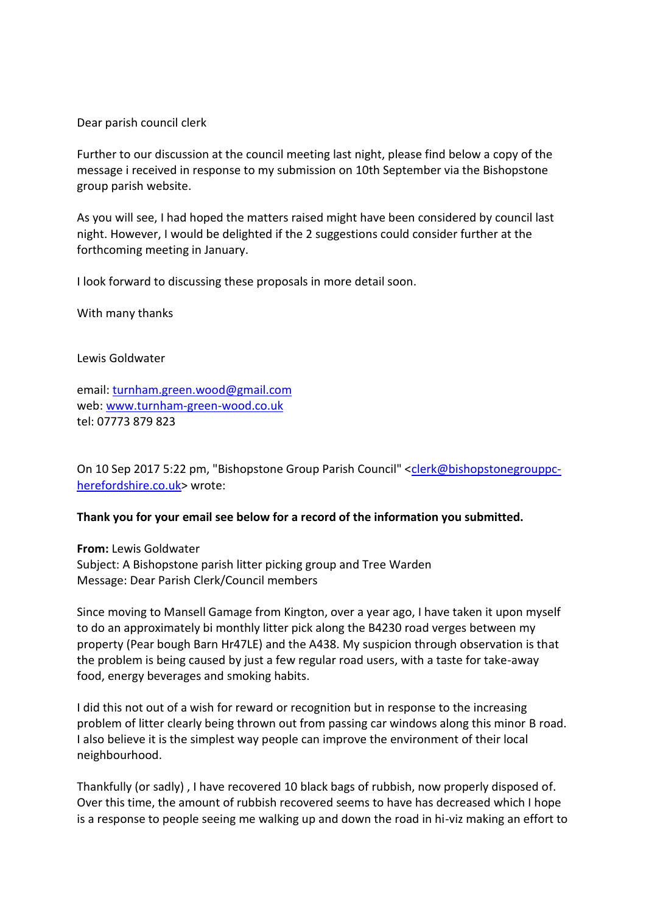Dear parish council clerk

Further to our discussion at the council meeting last night, please find below a copy of the message i received in response to my submission on 10th September via the Bishopstone group parish website.

As you will see, I had hoped the matters raised might have been considered by council last night. However, I would be delighted if the 2 suggestions could consider further at the forthcoming meeting in January.

I look forward to discussing these proposals in more detail soon.

With many thanks

Lewis Goldwater

email: turnham.green.wood@gmail.com
web: www.turnham-green-wood.co.uk
tel: 07773 879 823

On 10 Sep 2017 5:22 pm, "Bishopstone Group Parish Council" <clerk@bishopstonegrouppc-herefordshire.co.uk> wrote:

**Thank you for your email see below for a record of the information you submitted.**

**From:** Lewis Goldwater
Subject: A Bishopstone parish litter picking group and Tree Warden
Message: Dear Parish Clerk/Council members

Since moving to Mansell Gamage from Kington, over a year ago, I have taken it upon myself to do an approximately bi monthly litter pick along the B4230 road verges between my property (Pear bough Barn Hr47LE) and the A438. My suspicion through observation is that the problem is being caused by just a few regular road users, with a taste for take-away food, energy beverages and smoking habits.

I did this not out of a wish for reward or recognition but in response to the increasing problem of litter clearly being thrown out from passing car windows along this minor B road. I also believe it is the simplest way people can improve the environment of their local neighbourhood.

Thankfully (or sadly) , I have recovered 10 black bags of rubbish, now properly disposed of. Over this time, the amount of rubbish recovered seems to have has decreased which I hope is a response to people seeing me walking up and down the road in hi-viz making an effort to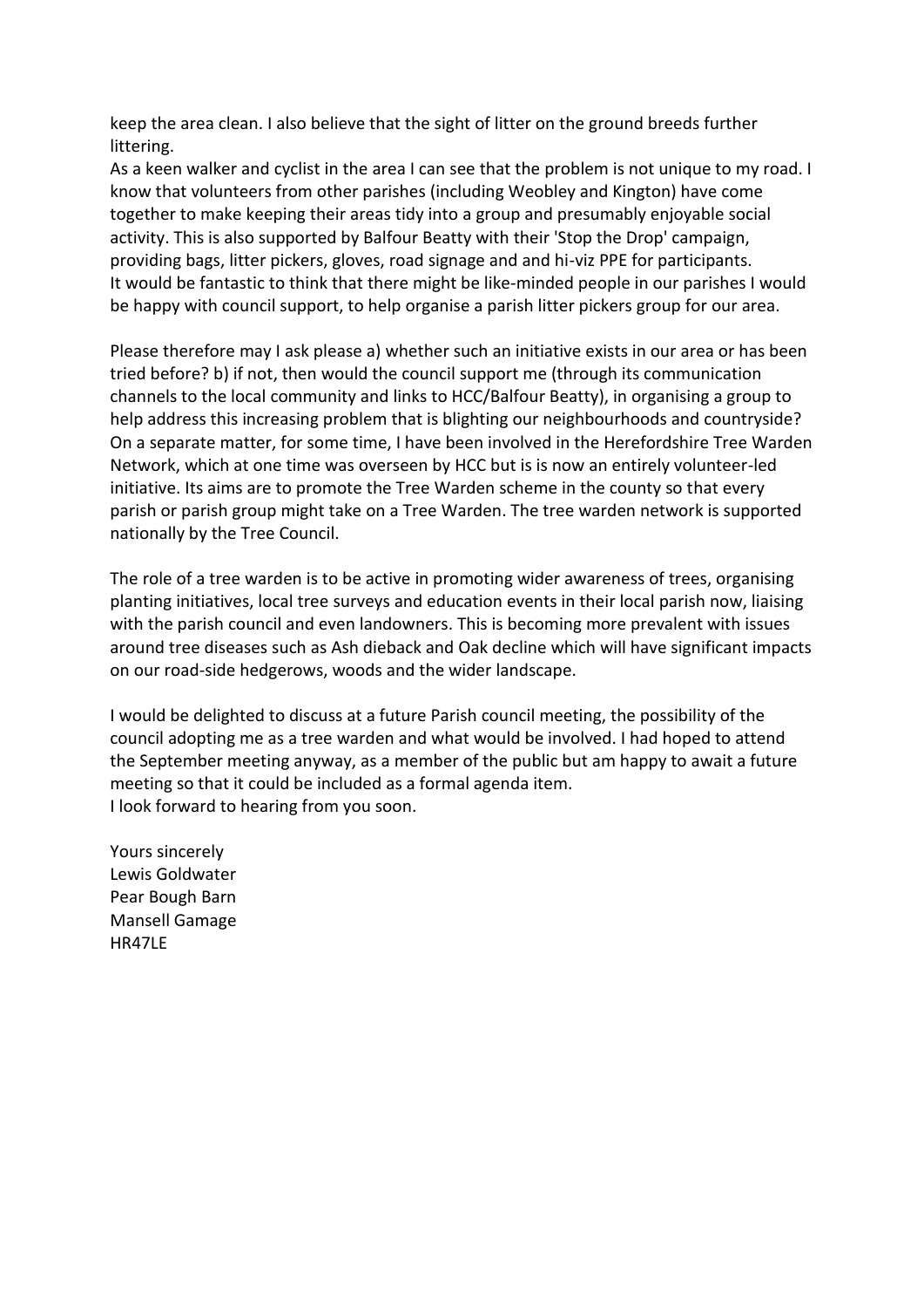keep the area clean. I also believe that the sight of litter on the ground breeds further littering.
As a keen walker and cyclist in the area I can see that the problem is not unique to my road. I know that volunteers from other parishes (including Weobley and Kington) have come together to make keeping their areas tidy into a group and presumably enjoyable social activity. This is also supported by Balfour Beatty with their 'Stop the Drop' campaign, providing bags, litter pickers, gloves, road signage and and hi-viz PPE for participants.
It would be fantastic to think that there might be like-minded people in our parishes I would be happy with council support, to help organise a parish litter pickers group for our area.

Please therefore may I ask please a) whether such an initiative exists in our area or has been tried before? b) if not, then would the council support me (through its communication channels to the local community and links to HCC/Balfour Beatty), in organising a group to help address this increasing problem that is blighting our neighbourhoods and countryside?
On a separate matter, for some time, I have been involved in the Herefordshire Tree Warden Network, which at one time was overseen by HCC but is is now an entirely volunteer-led initiative. Its aims are to promote the Tree Warden scheme in the county so that every parish or parish group might take on a Tree Warden. The tree warden network is supported nationally by the Tree Council.

The role of a tree warden is to be active in promoting wider awareness of trees, organising planting initiatives, local tree surveys and education events in their local parish now, liaising with the parish council and even landowners. This is becoming more prevalent with issues around tree diseases such as Ash dieback and Oak decline which will have significant impacts on our road-side hedgerows, woods and the wider landscape.

I would be delighted to discuss at a future Parish council meeting, the possibility of the council adopting me as a tree warden and what would be involved. I had hoped to attend the September meeting anyway, as a member of the public but am happy to await a future meeting so that it could be included as a formal agenda item.
I look forward to hearing from you soon.

Yours sincerely
Lewis Goldwater
Pear Bough Barn
Mansell Gamage
HR47LE